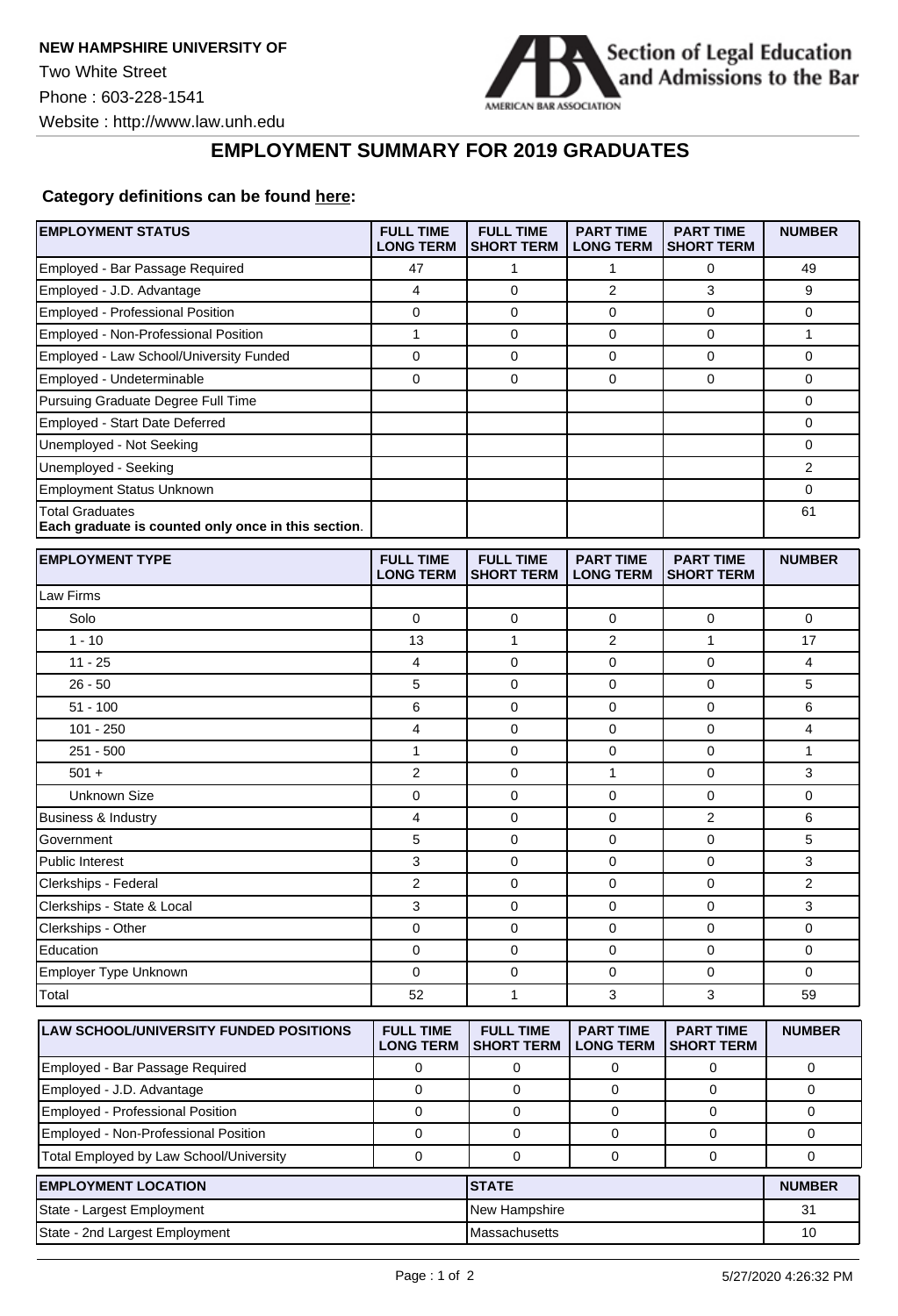**NEW HAMPSHIRE UNIVERSITY OF**

Two White Street

Phone : 603-228-1541

Website : http://www.law.unh.edu

Section of Legal Education and Admissions to the Bar

AMERICAN BAR ASSOCIATION

## EMPLOYMENT SUMMARY FOR 2019 GRADUATES

### Category definitions can be found here:

| EMPLOYMENT STATUS | FULL TIME LONG TERM | FULL TIME SHORT TERM | PART TIME LONG TERM | PART TIME SHORT TERM | NUMBER |
|---|---|---|---|---|---|
| Employed - Bar Passage Required | 47 | 1 | 1 | 0 | 49 |
| Employed - J.D. Advantage | 4 | 0 | 2 | 3 | 9 |
| Employed - Professional Position | 0 | 0 | 0 | 0 | 0 |
| Employed - Non-Professional Position | 1 | 0 | 0 | 0 | 1 |
| Employed - Law School/University Funded | 0 | 0 | 0 | 0 | 0 |
| Employed - Undeterminable | 0 | 0 | 0 | 0 | 0 |
| Pursuing Graduate Degree Full Time | | | | | 0 |
| Employed - Start Date Deferred | | | | | 0 |
| Unemployed - Not Seeking | | | | | 0 |
| Unemployed - Seeking | | | | | 2 |
| Employment Status Unknown | | | | | 0 |
| Total Graduates **Each graduate is counted only once in this section**. | | | | | 61 |

| EMPLOYMENT TYPE | FULL TIME LONG TERM | FULL TIME SHORT TERM | PART TIME LONG TERM | PART TIME SHORT TERM | NUMBER |
|---|---|---|---|---|---|
| Law Firms | | | | | |
| Solo | 0 | 0 | 0 | 0 | 0 |
| 1 - 10 | 13 | 1 | 2 | 1 | 17 |
| 11 - 25 | 4 | 0 | 0 | 0 | 4 |
| 26 - 50 | 5 | 0 | 0 | 0 | 5 |
| 51 - 100 | 6 | 0 | 0 | 0 | 6 |
| 101 - 250 | 4 | 0 | 0 | 0 | 4 |
| 251 - 500 | 1 | 0 | 0 | 0 | 1 |
| 501 + | 2 | 0 | 1 | 0 | 3 |
| Unknown Size | 0 | 0 | 0 | 0 | 0 |
| Business & Industry | 4 | 0 | 0 | 2 | 6 |
| Government | 5 | 0 | 0 | 0 | 5 |
| Public Interest | 3 | 0 | 0 | 0 | 3 |
| Clerkships - Federal | 2 | 0 | 0 | 0 | 2 |
| Clerkships - State & Local | 3 | 0 | 0 | 0 | 3 |
| Clerkships - Other | 0 | 0 | 0 | 0 | 0 |
| Education | 0 | 0 | 0 | 0 | 0 |
| Employer Type Unknown | 0 | 0 | 0 | 0 | 0 |
| Total | 52 | 1 | 3 | 3 | 59 |

| LAW SCHOOL/UNIVERSITY FUNDED POSITIONS | FULL TIME LONG TERM | FULL TIME SHORT TERM | PART TIME LONG TERM | PART TIME SHORT TERM | NUMBER |
|---|---|---|---|---|---|
| Employed - Bar Passage Required | 0 | 0 | 0 | 0 | 0 |
| Employed - J.D. Advantage | 0 | 0 | 0 | 0 | 0 |
| Employed - Professional Position | 0 | 0 | 0 | 0 | 0 |
| Employed - Non-Professional Position | 0 | 0 | 0 | 0 | 0 |
| Total Employed by Law School/University | 0 | 0 | 0 | 0 | 0 |

| EMPLOYMENT LOCATION | STATE | NUMBER |
|---|---|---|
| State - Largest Employment | New Hampshire | 31 |
| State - 2nd Largest Employment | Massachusetts | 10 |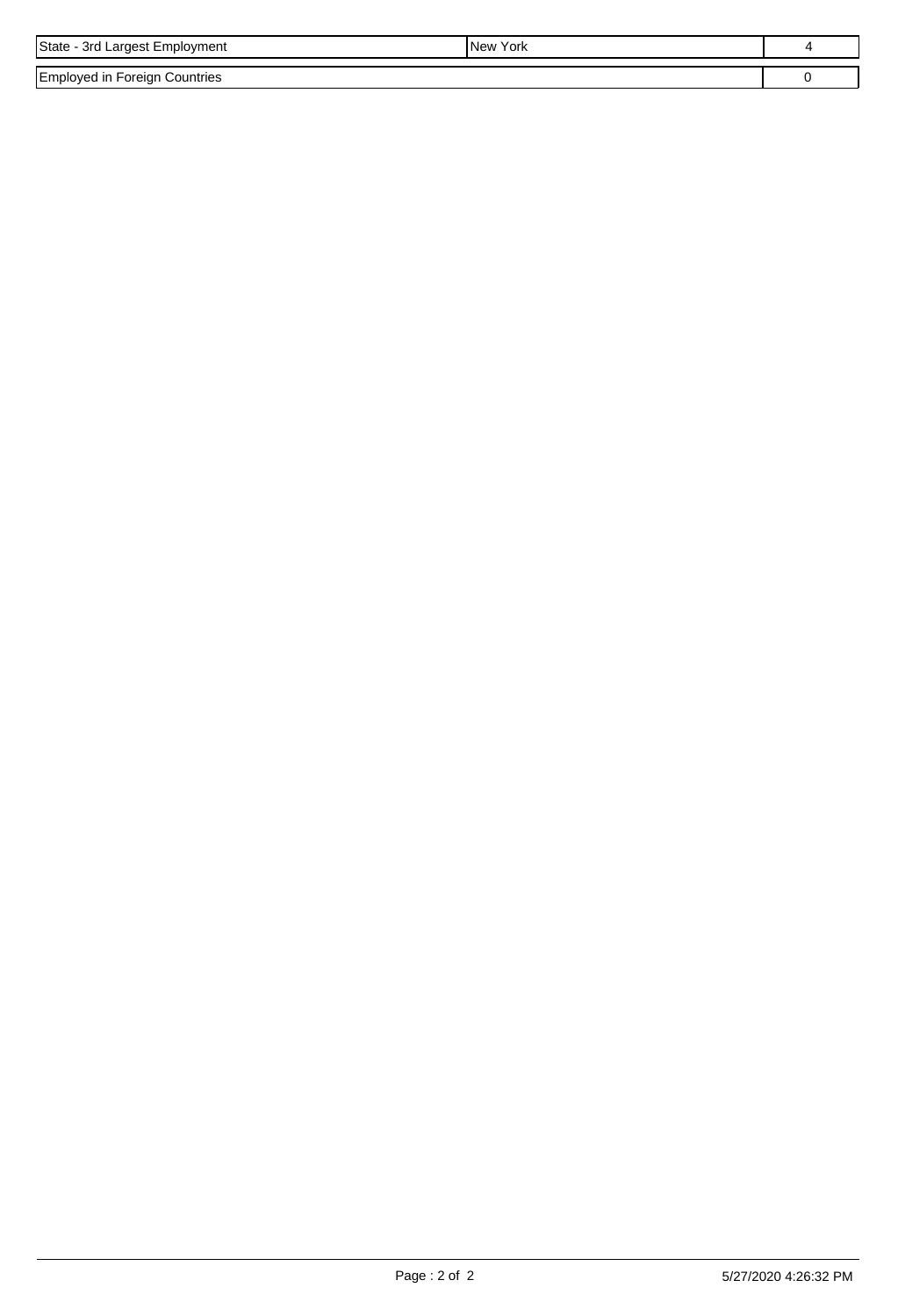| | | |
|---|---|---|
| State - 3rd Largest Employment | New York | 4 |
| Employed in Foreign Countries | | 0 |